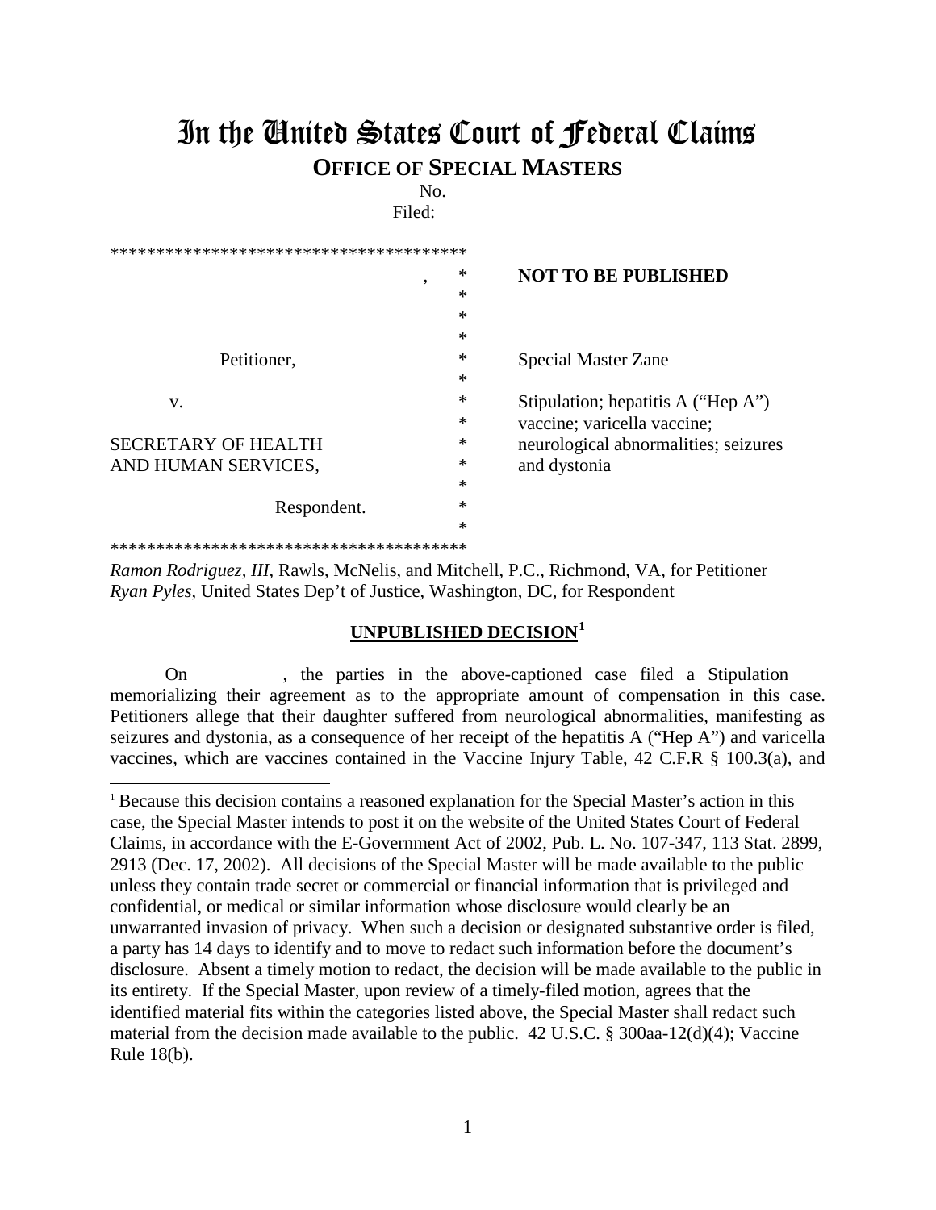# In the United States Court of Federal Claims

## OFFICE OF SPECIAL MASTERS

No.

Filed:

```
****************************************
                              ,    *    NOT TO BE PUBLISHED
                                   *
                                   *
                                   *
          Petitioner,              *    Special Master Zane
                                   *
     v.                            *    Stipulation; hepatitis A ("Hep A")
                                   *    vaccine; varicella vaccine;
SECRETARY OF HEALTH                *    neurological abnormalities; seizures
AND HUMAN SERVICES,                *    and dystonia
                                   *
          Respondent.              *
                                   *
****************************************
```

*Ramon Rodriguez, III*, Rawls, McNelis, and Mitchell, P.C., Richmond, VA, for Petitioner
*Ryan Pyles*, United States Dep't of Justice, Washington, DC, for Respondent

**UNPUBLISHED DECISION[1]**

On , the parties in the above-captioned case filed a Stipulation memorializing their agreement as to the appropriate amount of compensation in this case. Petitioners allege that their daughter suffered from neurological abnormalities, manifesting as seizures and dystonia, as a consequence of her receipt of the hepatitis A ("Hep A") and varicella vaccines, which are vaccines contained in the Vaccine Injury Table, 42 C.F.R § 100.3(a), and

---

[1] Because this decision contains a reasoned explanation for the Special Master's action in this case, the Special Master intends to post it on the website of the United States Court of Federal Claims, in accordance with the E-Government Act of 2002, Pub. L. No. 107-347, 113 Stat. 2899, 2913 (Dec. 17, 2002). All decisions of the Special Master will be made available to the public unless they contain trade secret or commercial or financial information that is privileged and confidential, or medical or similar information whose disclosure would clearly be an unwarranted invasion of privacy. When such a decision or designated substantive order is filed, a party has 14 days to identify and to move to redact such information before the document's disclosure. Absent a timely motion to redact, the decision will be made available to the public in its entirety. If the Special Master, upon review of a timely-filed motion, agrees that the identified material fits within the categories listed above, the Special Master shall redact such material from the decision made available to the public. 42 U.S.C. § 300aa-12(d)(4); Vaccine Rule 18(b).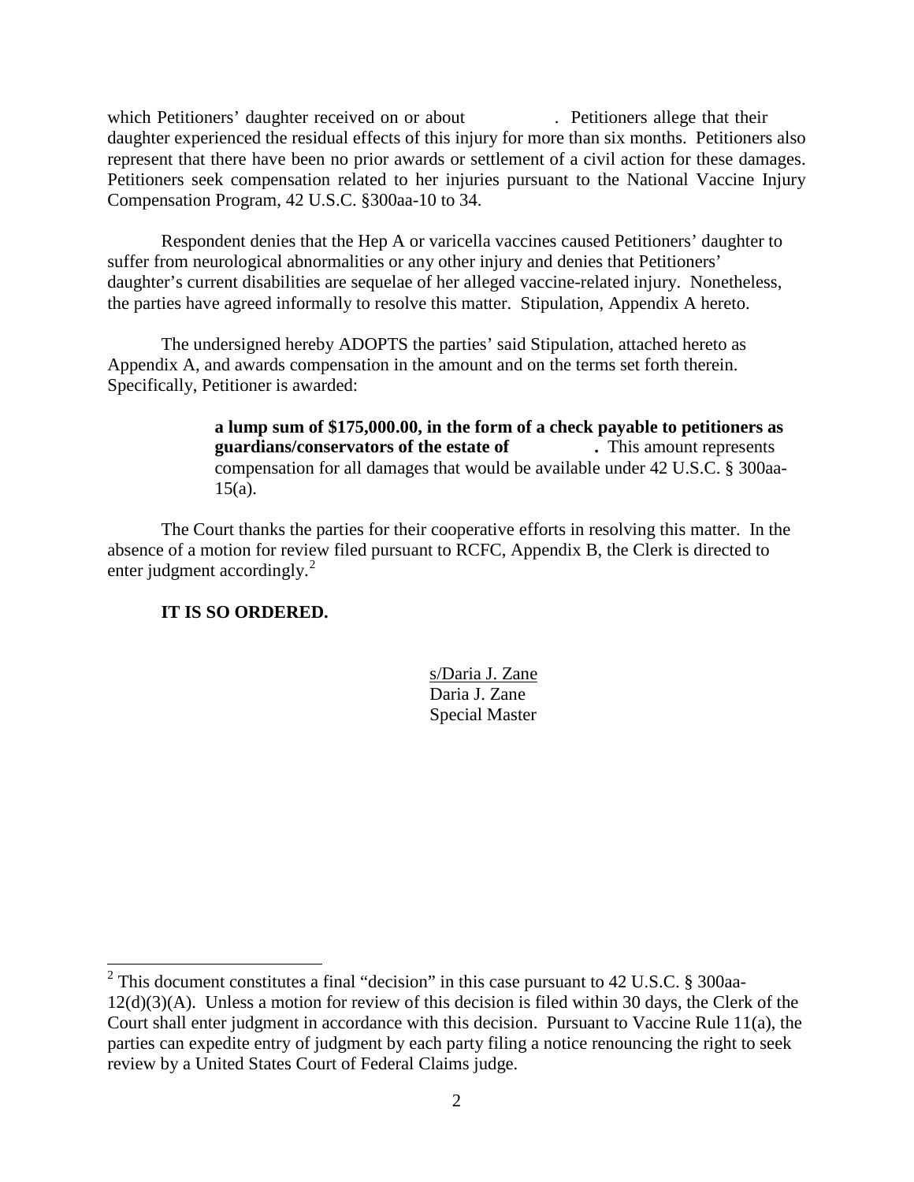which Petitioners' daughter received on or about . Petitioners allege that their daughter experienced the residual effects of this injury for more than six months. Petitioners also represent that there have been no prior awards or settlement of a civil action for these damages. Petitioners seek compensation related to her injuries pursuant to the National Vaccine Injury Compensation Program, 42 U.S.C. §300aa-10 to 34.

Respondent denies that the Hep A or varicella vaccines caused Petitioners' daughter to suffer from neurological abnormalities or any other injury and denies that Petitioners' daughter's current disabilities are sequelae of her alleged vaccine-related injury. Nonetheless, the parties have agreed informally to resolve this matter. Stipulation, Appendix A hereto.

The undersigned hereby ADOPTS the parties' said Stipulation, attached hereto as Appendix A, and awards compensation in the amount and on the terms set forth therein. Specifically, Petitioner is awarded:

> **a lump sum of $175,000.00, in the form of a check payable to petitioners as guardians/conservators of the estate of .** This amount represents compensation for all damages that would be available under 42 U.S.C. § 300aa-15(a).

The Court thanks the parties for their cooperative efforts in resolving this matter. In the absence of a motion for review filed pursuant to RCFC, Appendix B, the Clerk is directed to enter judgment accordingly.[2]

**IT IS SO ORDERED.**

s/Daria J. Zane
Daria J. Zane
Special Master

[2] This document constitutes a final "decision" in this case pursuant to 42 U.S.C. § 300aa-12(d)(3)(A). Unless a motion for review of this decision is filed within 30 days, the Clerk of the Court shall enter judgment in accordance with this decision. Pursuant to Vaccine Rule 11(a), the parties can expedite entry of judgment by each party filing a notice renouncing the right to seek review by a United States Court of Federal Claims judge.